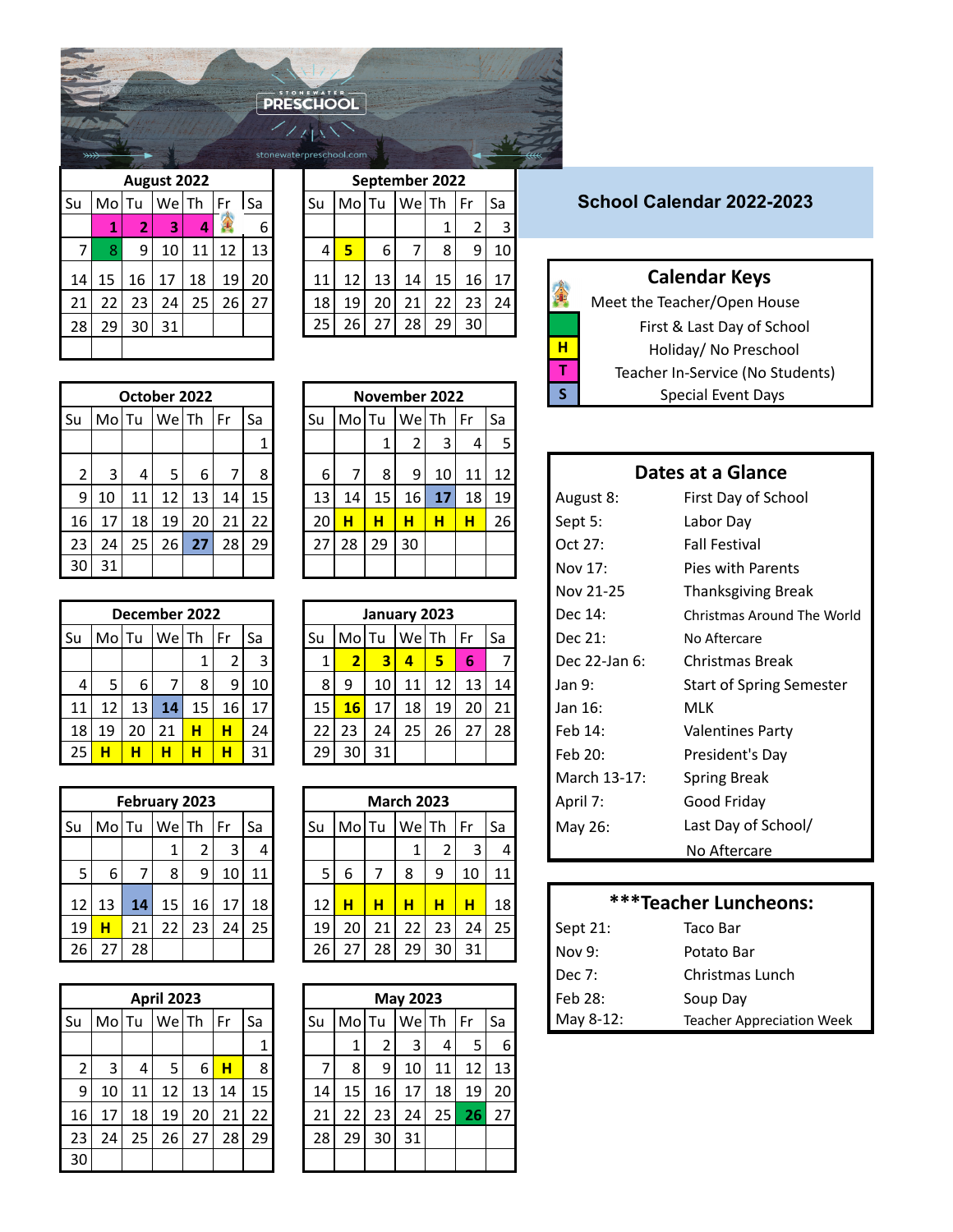STONEWATER PRESCHOOL

stonewaterpreschool.com

# School Calendar 2022-2023

### August 2022

| Su | Mo | Tu | We | Th | Fr | Sa |
|---|---|---|---|---|---|---|
| | 1 | 2 | 3 | 4 | | 6 |
| 7 | 8 | 9 | 10 | 11 | 12 | 13 |
| 14 | 15 | 16 | 17 | 18 | 19 | 20 |
| 21 | 22 | 23 | 24 | 25 | 26 | 27 |
| 28 | 29 | 30 | 31 | | | |

### September 2022

| Su | Mo | Tu | We | Th | Fr | Sa |
|---|---|---|---|---|---|---|
| | | | | 1 | 2 | 3 |
| 4 | 5 | 6 | 7 | 8 | 9 | 10 |
| 11 | 12 | 13 | 14 | 15 | 16 | 17 |
| 18 | 19 | 20 | 21 | 22 | 23 | 24 |
| 25 | 26 | 27 | 28 | 29 | 30 | |

### October 2022

| Su | Mo | Tu | We | Th | Fr | Sa |
|---|---|---|---|---|---|---|
| | | | | | | 1 |
| 2 | 3 | 4 | 5 | 6 | 7 | 8 |
| 9 | 10 | 11 | 12 | 13 | 14 | 15 |
| 16 | 17 | 18 | 19 | 20 | 21 | 22 |
| 23 | 24 | 25 | 26 | 27 | 28 | 29 |
| 30 | 31 | | | | | |

### November 2022

| Su | Mo | Tu | We | Th | Fr | Sa |
|---|---|---|---|---|---|---|
| | | 1 | 2 | 3 | 4 | 5 |
| 6 | 7 | 8 | 9 | 10 | 11 | 12 |
| 13 | 14 | 15 | 16 | 17 | 18 | 19 |
| 20 | H | H | H | H | H | 26 |
| 27 | 28 | 29 | 30 | | | |

### December 2022

| Su | Mo | Tu | We | Th | Fr | Sa |
|---|---|---|---|---|---|---|
| | | | | 1 | 2 | 3 |
| 4 | 5 | 6 | 7 | 8 | 9 | 10 |
| 11 | 12 | 13 | 14 | 15 | 16 | 17 |
| 18 | 19 | 20 | 21 | H | H | 24 |
| 25 | H | H | H | H | H | 31 |

### January 2023

| Su | Mo | Tu | We | Th | Fr | Sa |
|---|---|---|---|---|---|---|
| 1 | 2 | 3 | 4 | 5 | 6 | 7 |
| 8 | 9 | 10 | 11 | 12 | 13 | 14 |
| 15 | 16 | 17 | 18 | 19 | 20 | 21 |
| 22 | 23 | 24 | 25 | 26 | 27 | 28 |
| 29 | 30 | 31 | | | | |

### February 2023

| Su | Mo | Tu | We | Th | Fr | Sa |
|---|---|---|---|---|---|---|
| | | | 1 | 2 | 3 | 4 |
| 5 | 6 | 7 | 8 | 9 | 10 | 11 |
| 12 | 13 | 14 | 15 | 16 | 17 | 18 |
| 19 | H | 21 | 22 | 23 | 24 | 25 |
| 26 | 27 | 28 | | | | |

### March 2023

| Su | Mo | Tu | We | Th | Fr | Sa |
|---|---|---|---|---|---|---|
| | | | 1 | 2 | 3 | 4 |
| 5 | 6 | 7 | 8 | 9 | 10 | 11 |
| 12 | H | H | H | H | H | 18 |
| 19 | 20 | 21 | 22 | 23 | 24 | 25 |
| 26 | 27 | 28 | 29 | 30 | 31 | |

### April 2023

| Su | Mo | Tu | We | Th | Fr | Sa |
|---|---|---|---|---|---|---|
| | | | | | | 1 |
| 2 | 3 | 4 | 5 | 6 | H | 8 |
| 9 | 10 | 11 | 12 | 13 | 14 | 15 |
| 16 | 17 | 18 | 19 | 20 | 21 | 22 |
| 23 | 24 | 25 | 26 | 27 | 28 | 29 |
| 30 | | | | | | |

### May 2023

| Su | Mo | Tu | We | Th | Fr | Sa |
|---|---|---|---|---|---|---|
| | 1 | 2 | 3 | 4 | 5 | 6 |
| 7 | 8 | 9 | 10 | 11 | 12 | 13 |
| 14 | 15 | 16 | 17 | 18 | 19 | 20 |
| 21 | 22 | 23 | 24 | 25 | 26 | 27 |
| 28 | 29 | 30 | 31 | | | |

## Calendar Keys

| Key | Meaning |
|---|---|
| (schoolhouse icon) | Meet the Teacher/Open House |
| (green) | First & Last Day of School |
| H | Holiday/ No Preschool |
| T | Teacher In-Service (No Students) |
| S | Special Event Days |

## Dates at a Glance

| Date | Event |
|---|---|
| August 8: | First Day of School |
| Sept 5: | Labor Day |
| Oct 27: | Fall Festival |
| Nov 17: | Pies with Parents |
| Nov 21-25 | Thanksgiving Break |
| Dec 14: | Christmas Around The World |
| Dec 21: | No Aftercare |
| Dec 22-Jan 6: | Christmas Break |
| Jan 9: | Start of Spring Semester |
| Jan 16: | MLK |
| Feb 14: | Valentines Party |
| Feb 20: | President's Day |
| March 13-17: | Spring Break |
| April 7: | Good Friday |
| May 26: | Last Day of School/ No Aftercare |

## ***Teacher Luncheons:

| Date | Luncheon |
|---|---|
| Sept 21: | Taco Bar |
| Nov 9: | Potato Bar |
| Dec 7: | Christmas Lunch |
| Feb 28: | Soup Day |
| May 8-12: | Teacher Appreciation Week |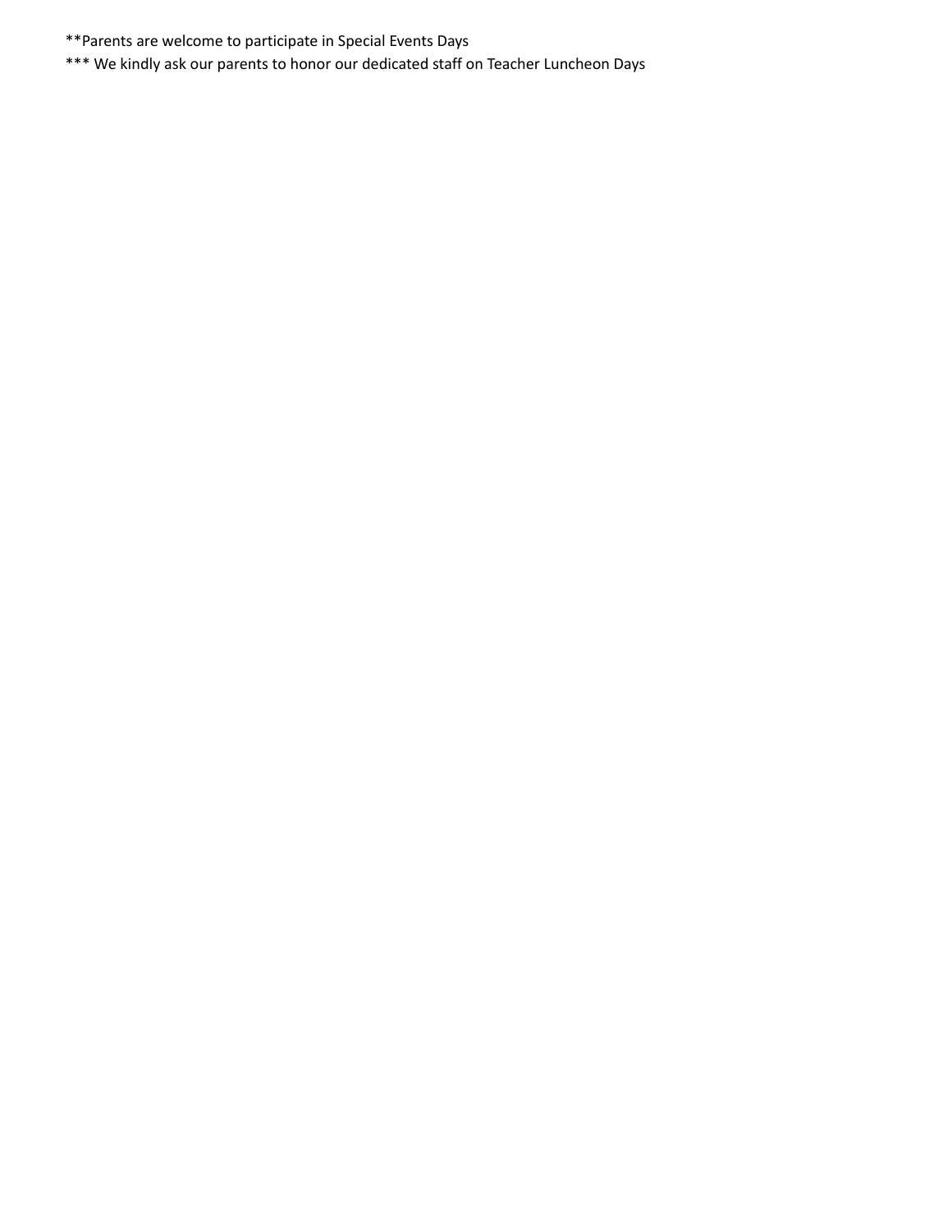**Parents are welcome to participate in Special Events Days

*** We kindly ask our parents to honor our dedicated staff on Teacher Luncheon Days